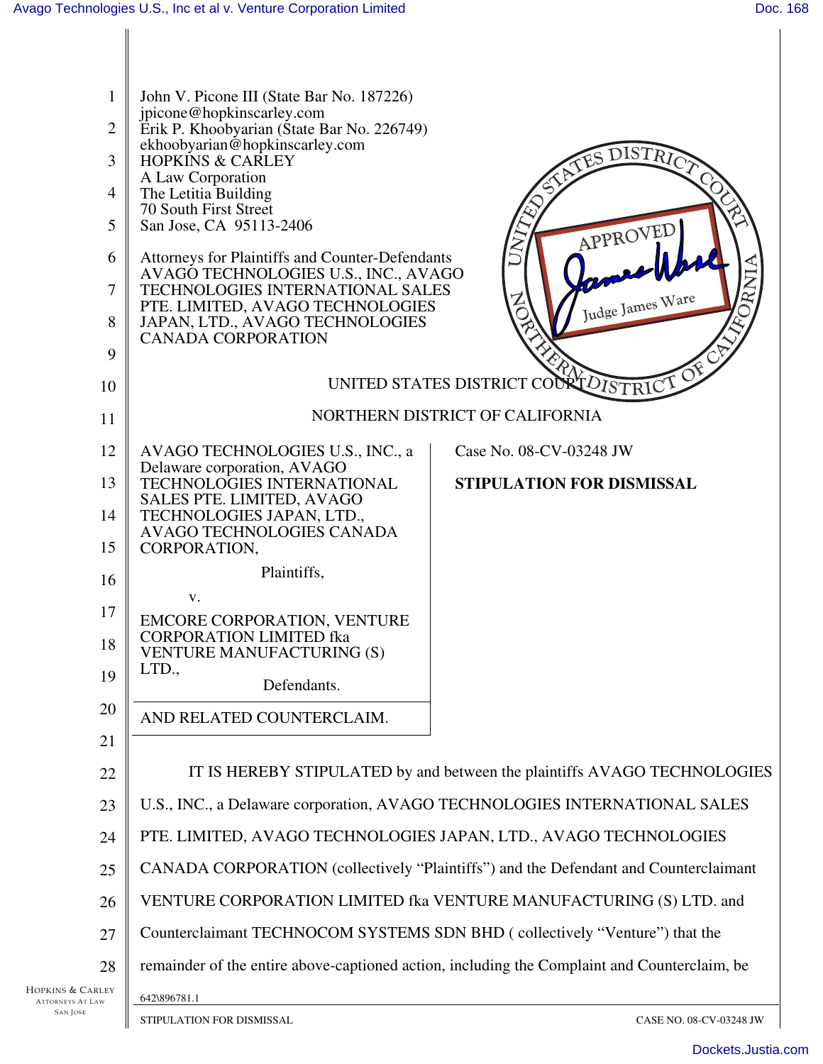John V. Picone III (State Bar No. 187226)
jpicone@hopkinscarley.com
Erik P. Khoobyarian (State Bar No. 226749)
ekhoobyarian@hopkinscarley.com
HOPKINS & CARLEY
A Law Corporation
The Letitia Building
70 South First Street
San Jose, CA 95113-2406

Attorneys for Plaintiffs and Counter-Defendants
AVAGO TECHNOLOGIES U.S., INC., AVAGO TECHNOLOGIES INTERNATIONAL SALES PTE. LIMITED, AVAGO TECHNOLOGIES JAPAN, LTD., AVAGO TECHNOLOGIES CANADA CORPORATION

UNITED STATES DISTRICT COURT

NORTHERN DISTRICT OF CALIFORNIA

AVAGO TECHNOLOGIES U.S., INC., a Delaware corporation, AVAGO TECHNOLOGIES INTERNATIONAL SALES PTE. LIMITED, AVAGO TECHNOLOGIES JAPAN, LTD., AVAGO TECHNOLOGIES CANADA CORPORATION,

Plaintiffs,

v.

EMCORE CORPORATION, VENTURE CORPORATION LIMITED fka VENTURE MANUFACTURING (S) LTD.,

Defendants.

AND RELATED COUNTERCLAIM.

Case No. 08-CV-03248 JW

**STIPULATION FOR DISMISSAL**

IT IS HEREBY STIPULATED by and between the plaintiffs AVAGO TECHNOLOGIES U.S., INC., a Delaware corporation, AVAGO TECHNOLOGIES INTERNATIONAL SALES PTE. LIMITED, AVAGO TECHNOLOGIES JAPAN, LTD., AVAGO TECHNOLOGIES CANADA CORPORATION (collectively "Plaintiffs") and the Defendant and Counterclaimant VENTURE CORPORATION LIMITED fka VENTURE MANUFACTURING (S) LTD. and Counterclaimant TECHNOCOM SYSTEMS SDN BHD ( collectively "Venture") that the remainder of the entire above-captioned action, including the Complaint and Counterclaim, be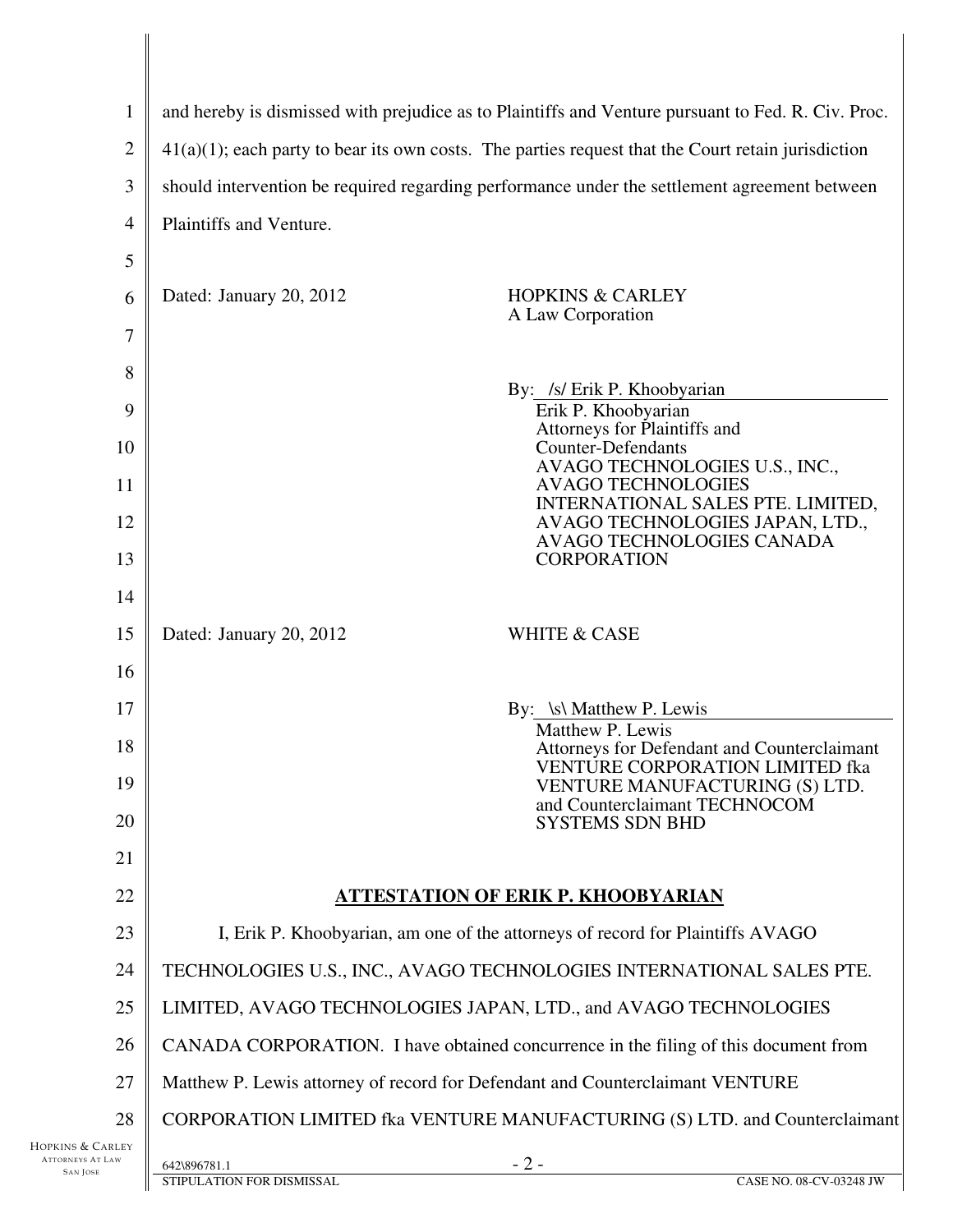and hereby is dismissed with prejudice as to Plaintiffs and Venture pursuant to Fed. R. Civ. Proc. 41(a)(1); each party to bear its own costs. The parties request that the Court retain jurisdiction should intervention be required regarding performance under the settlement agreement between Plaintiffs and Venture.

Dated: January 20, 2012

HOPKINS & CARLEY
A Law Corporation

By: /s/ Erik P. Khoobyarian
Erik P. Khoobyarian
Attorneys for Plaintiffs and Counter-Defendants
AVAGO TECHNOLOGIES U.S., INC., AVAGO TECHNOLOGIES INTERNATIONAL SALES PTE. LIMITED, AVAGO TECHNOLOGIES JAPAN, LTD., AVAGO TECHNOLOGIES CANADA CORPORATION

Dated: January 20, 2012

WHITE & CASE

By: \s\ Matthew P. Lewis
Matthew P. Lewis
Attorneys for Defendant and Counterclaimant VENTURE CORPORATION LIMITED fka VENTURE MANUFACTURING (S) LTD. and Counterclaimant TECHNOCOM SYSTEMS SDN BHD

## ATTESTATION OF ERIK P. KHOOBYARIAN

I, Erik P. Khoobyarian, am one of the attorneys of record for Plaintiffs AVAGO TECHNOLOGIES U.S., INC., AVAGO TECHNOLOGIES INTERNATIONAL SALES PTE. LIMITED, AVAGO TECHNOLOGIES JAPAN, LTD., and AVAGO TECHNOLOGIES CANADA CORPORATION. I have obtained concurrence in the filing of this document from Matthew P. Lewis attorney of record for Defendant and Counterclaimant VENTURE CORPORATION LIMITED fka VENTURE MANUFACTURING (S) LTD. and Counterclaimant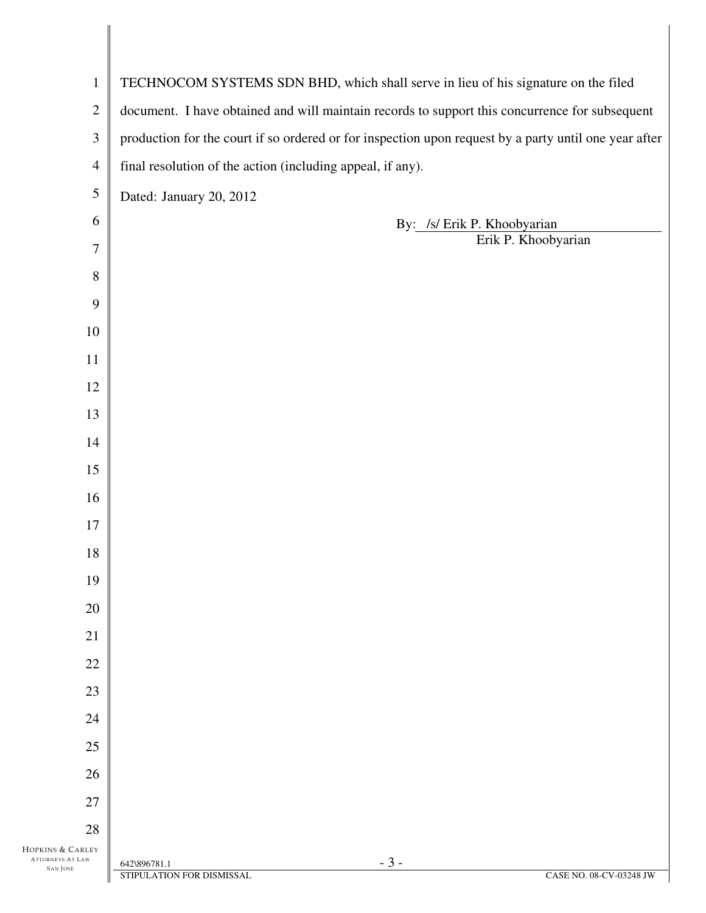TECHNOCOM SYSTEMS SDN BHD, which shall serve in lieu of his signature on the filed document. I have obtained and will maintain records to support this concurrence for subsequent production for the court if so ordered or for inspection upon request by a party until one year after final resolution of the action (including appeal, if any).

Dated: January 20, 2012

By: /s/ Erik P. Khoobyarian
Erik P. Khoobyarian